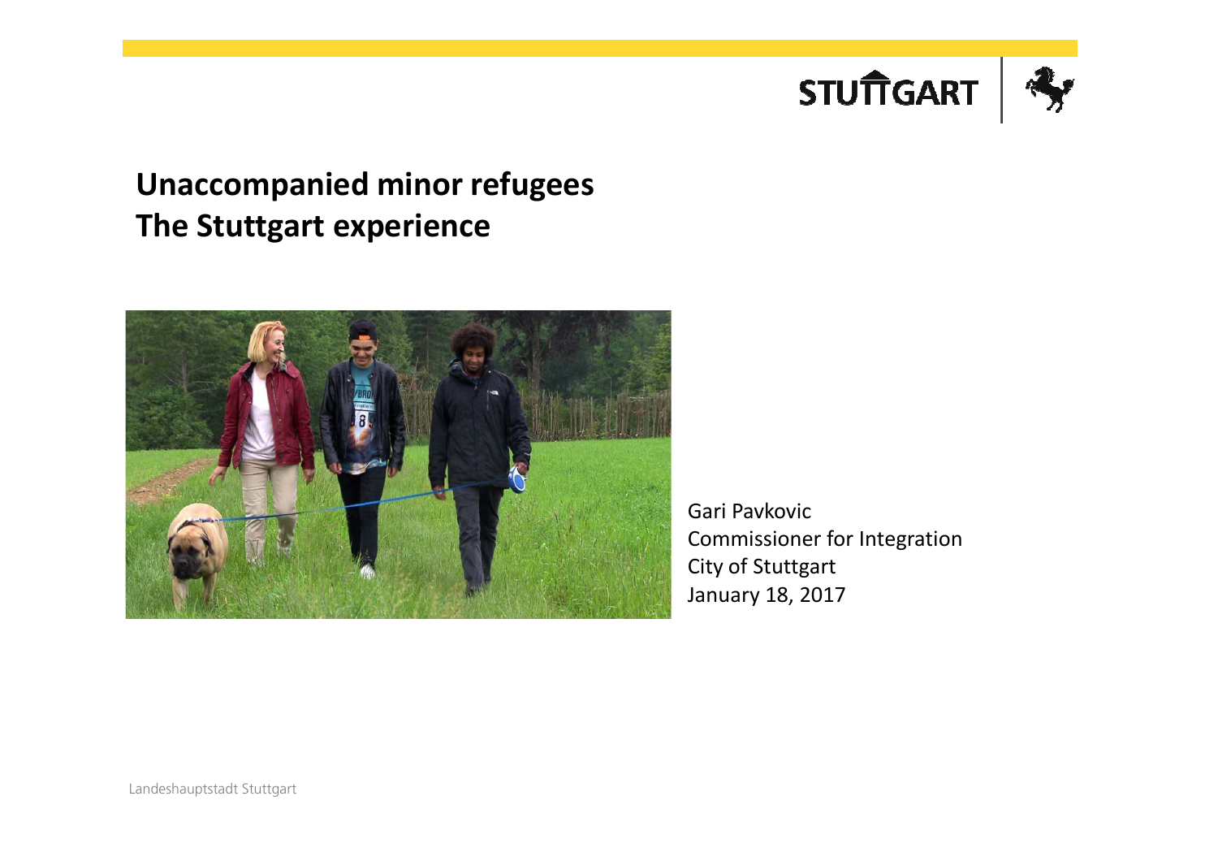# Unaccompanied minor refugees
# The Stuttgart experience

Gari Pavkovic
Commissioner for Integration
City of Stuttgart
January 18, 2017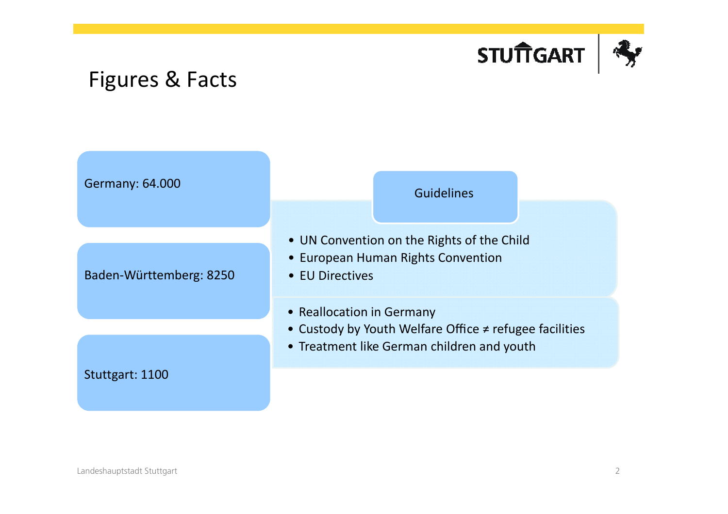# Figures & Facts

Germany: 64.000

Baden-Württemberg: 8250

Stuttgart: 1100

## Guidelines

- UN Convention on the Rights of the Child
- European Human Rights Convention
- EU Directives

- Reallocation in Germany
- Custody by Youth Welfare Office ≠ refugee facilities
- Treatment like German children and youth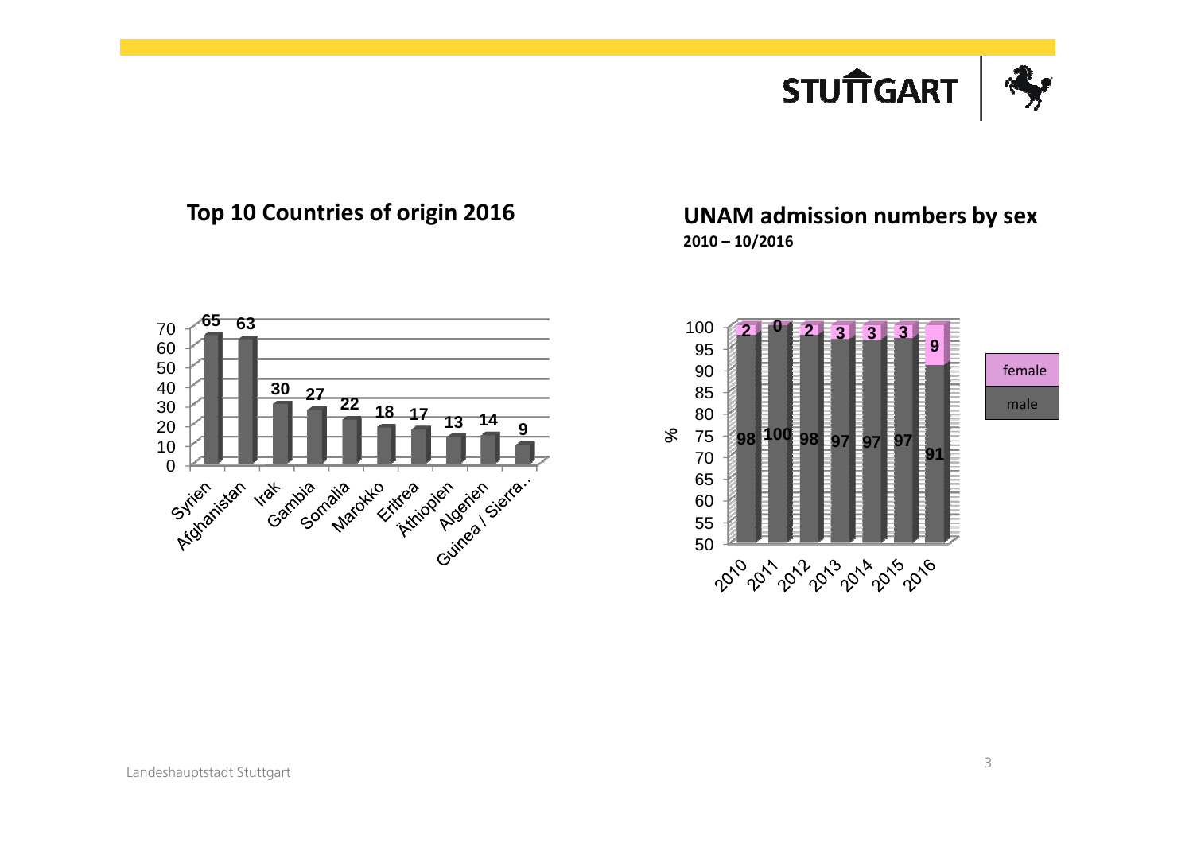## Top 10 Countries of origin 2016

| Country | Number |
| --- | --- |
| Syrien | 65 |
| Afghanistan | 63 |
| Irak | 30 |
| Gambia | 27 |
| Somalia | 22 |
| Marokko | 18 |
| Eritrea | 17 |
| Äthiopien | 13 |
| Algerien | 14 |
| Guinea / Sierra… | 9 |

## UNAM admission numbers by sex

**2010 – 10/2016**

| Year | male (%) | female (%) |
| --- | --- | --- |
| 2010 | 98 | 2 |
| 2011 | 100 | 0 |
| 2012 | 98 | 2 |
| 2013 | 97 | 3 |
| 2014 | 97 | 3 |
| 2015 | 97 | 3 |
| 2016 | 91 | 9 |

Landeshauptstadt Stuttgart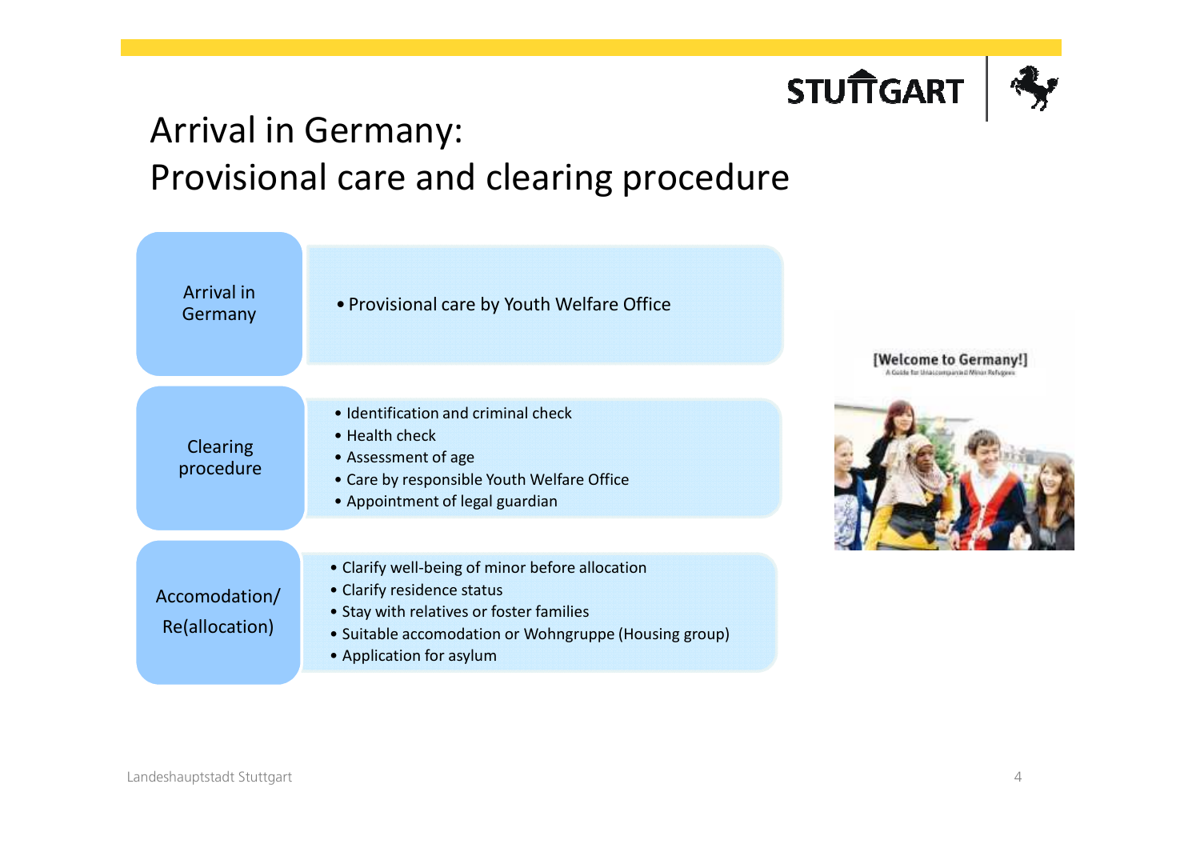# Arrival in Germany: Provisional care and clearing procedure

**Arrival in Germany**

- Provisional care by Youth Welfare Office

**Clearing procedure**

- Identification and criminal check
- Health check
- Assessment of age
- Care by responsible Youth Welfare Office
- Appointment of legal guardian

**Accomodation/ Re(allocation)**

- Clarify well-being of minor before allocation
- Clarify residence status
- Stay with relatives or foster families
- Suitable accomodation or Wohngruppe (Housing group)
- Application for asylum

[Welcome to Germany!]
A Guide for Unaccompanied Minor Refugees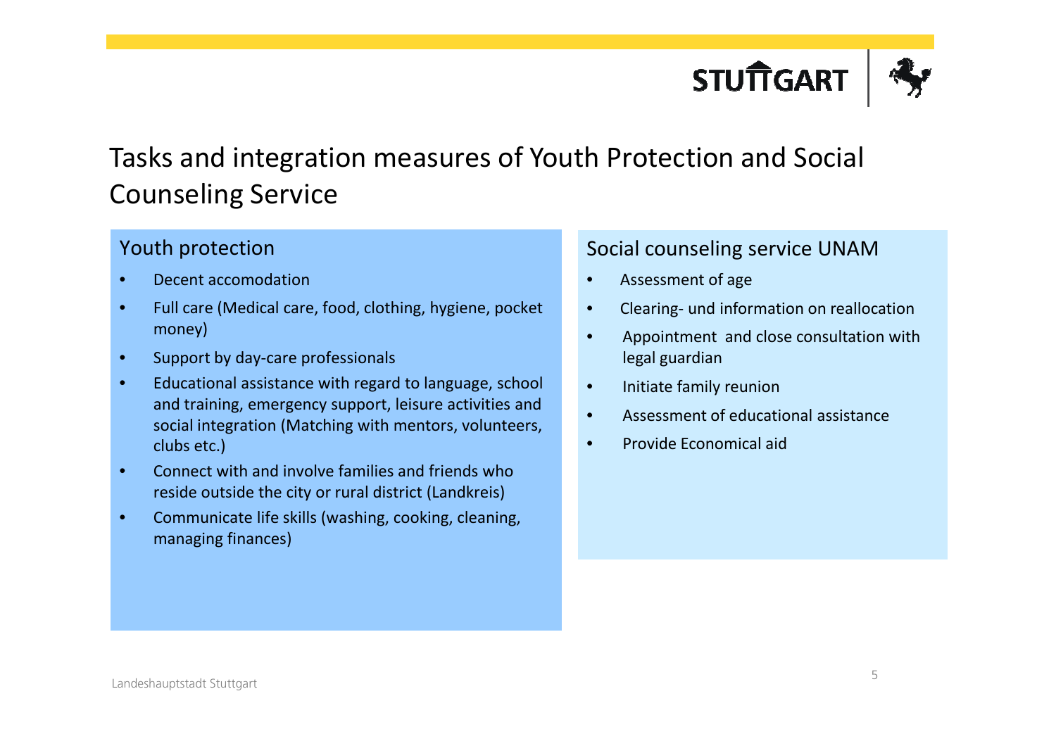# Tasks and integration measures of Youth Protection and Social Counseling Service

## Youth protection

- Decent accomodation
- Full care (Medical care, food, clothing, hygiene, pocket money)
- Support by day-care professionals
- Educational assistance with regard to language, school and training, emergency support, leisure activities and social integration (Matching with mentors, volunteers, clubs etc.)
- Connect with and involve families and friends who reside outside the city or rural district (Landkreis)
- Communicate life skills (washing, cooking, cleaning, managing finances)

## Social counseling service UNAM

- Assessment of age
- Clearing- und information on reallocation
- Appointment and close consultation with legal guardian
- Initiate family reunion
- Assessment of educational assistance
- Provide Economical aid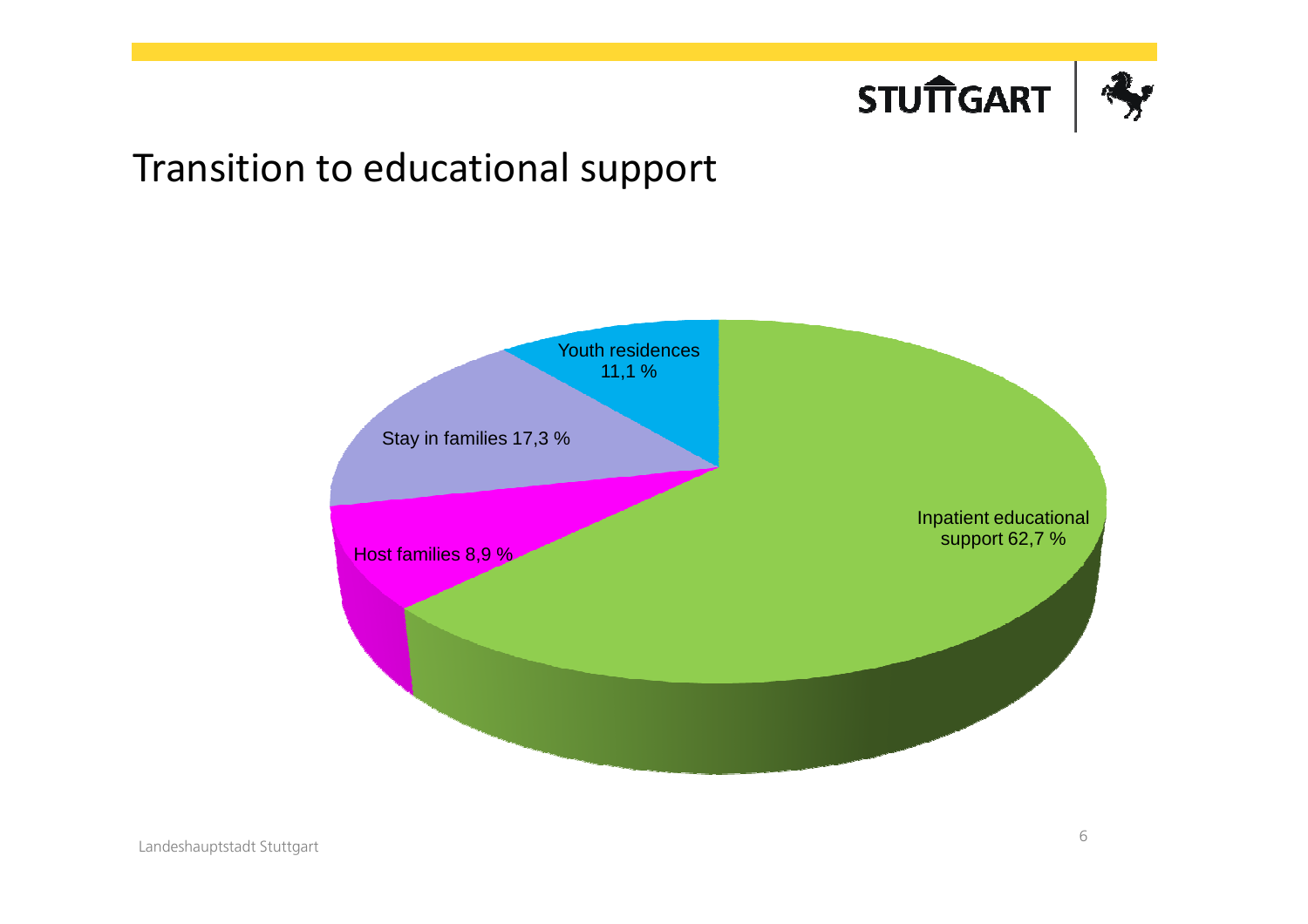# Transition to educational support

- Youth residences 11,1 %
- Stay in families 17,3 %
- Host families 8,9 %
- Inpatient educational support 62,7 %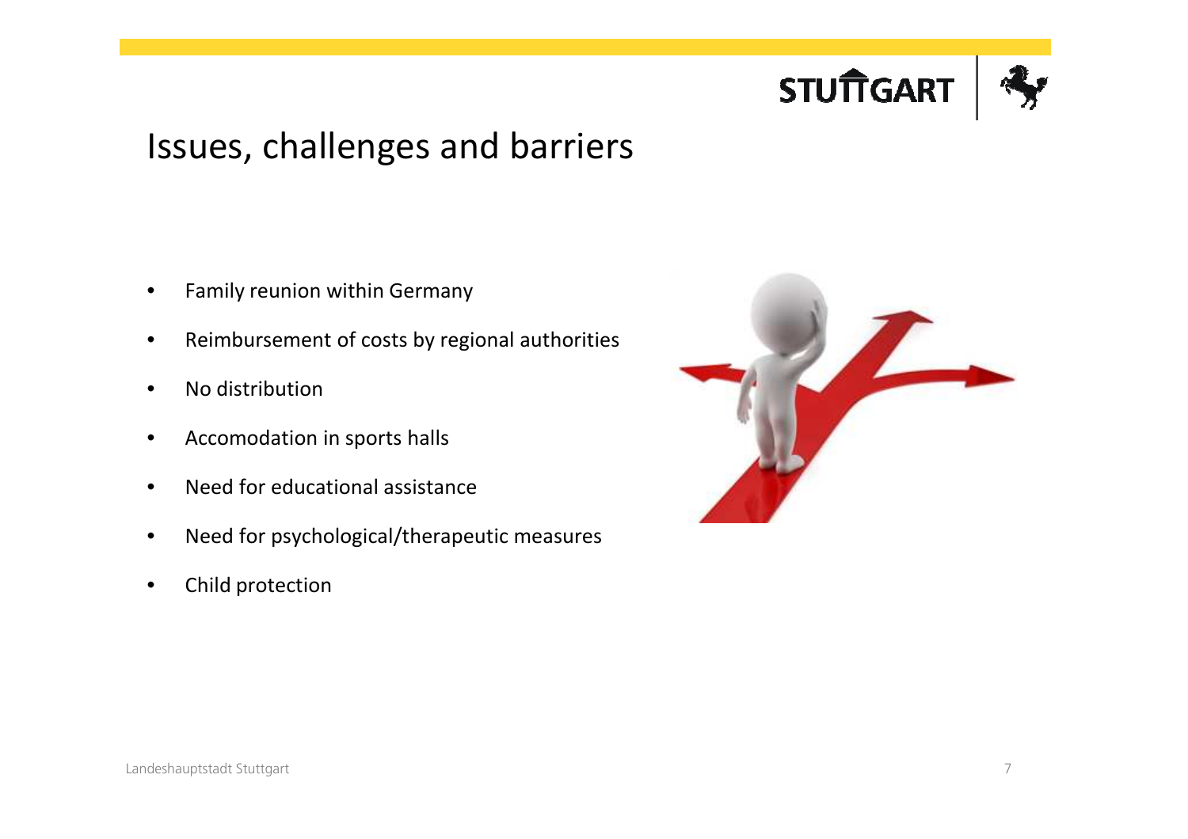## Issues, challenges and barriers

- Family reunion within Germany
- Reimbursement of costs by regional authorities
- No distribution
- Accomodation in sports halls
- Need for educational assistance
- Need for psychological/therapeutic measures
- Child protection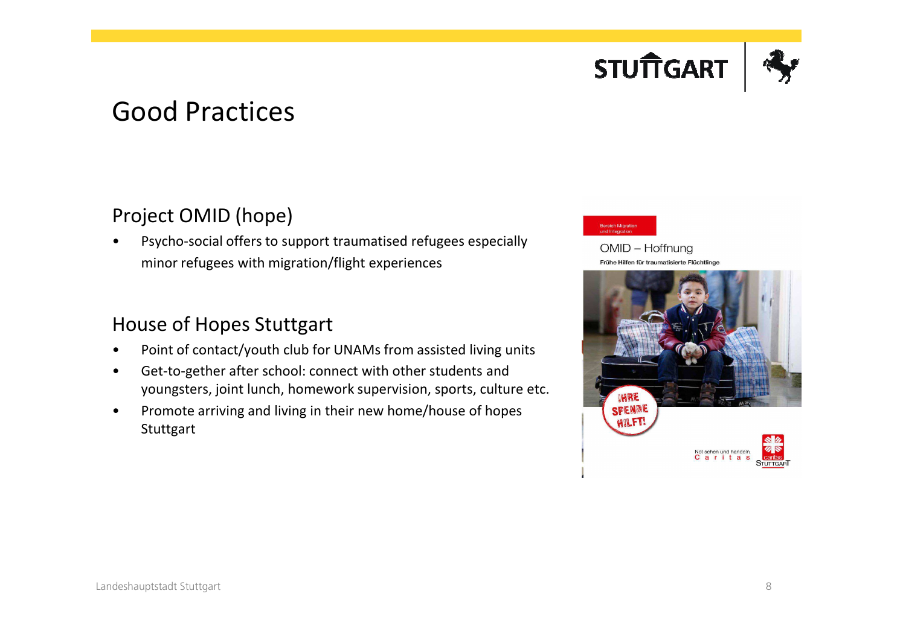# Good Practices

## Project OMID (hope)

- Psycho-social offers to support traumatised refugees especially minor refugees with migration/flight experiences

## House of Hopes Stuttgart

- Point of contact/youth club for UNAMs from assisted living units
- Get-to-gether after school: connect with other students and youngsters, joint lunch, homework supervision, sports, culture etc.
- Promote arriving and living in their new home/house of hopes Stuttgart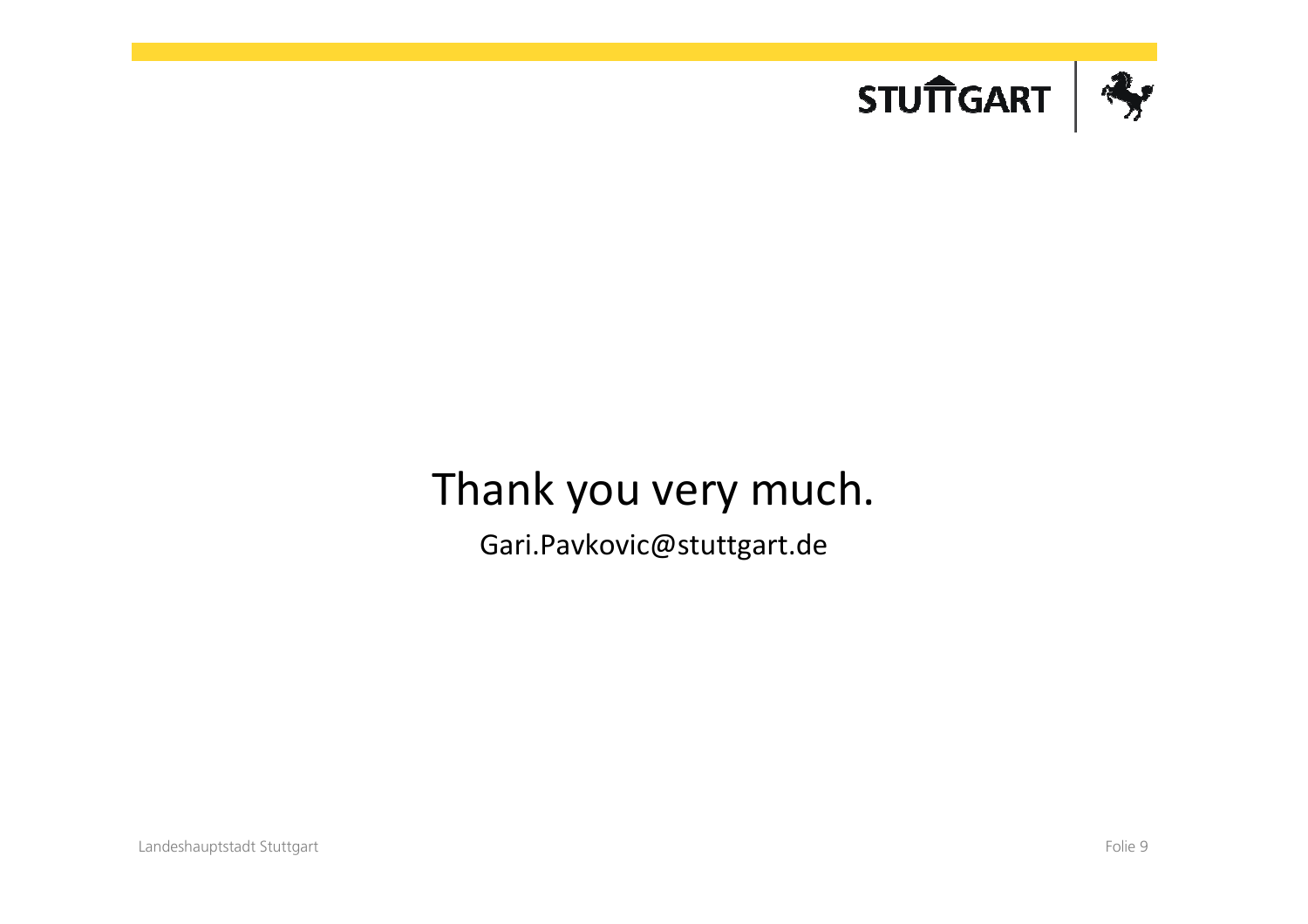Thank you very much.

Gari.Pavkovic@stuttgart.de